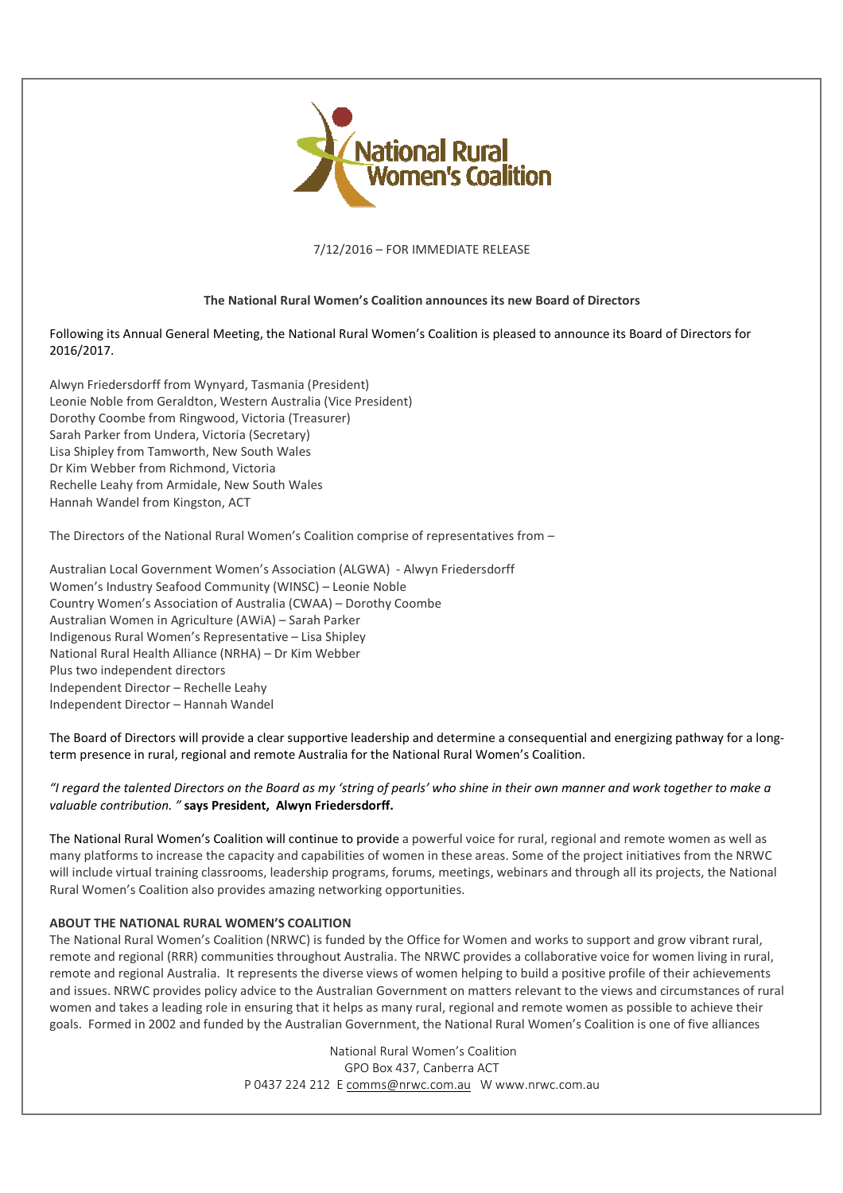7/12/2016 – FOR IMMEDIATE RELEASE

**The National Rural Women's Coalition announces its new Board of Directors**

Following its Annual General Meeting, the National Rural Women's Coalition is pleased to announce its Board of Directors for 2016/2017.

Alwyn Friedersdorff from Wynyard, Tasmania (President)
Leonie Noble from Geraldton, Western Australia (Vice President)
Dorothy Coombe from Ringwood, Victoria (Treasurer)
Sarah Parker from Undera, Victoria (Secretary)
Lisa Shipley from Tamworth, New South Wales
Dr Kim Webber from Richmond, Victoria
Rechelle Leahy from Armidale, New South Wales
Hannah Wandel from Kingston, ACT

The Directors of the National Rural Women's Coalition comprise of representatives from –

Australian Local Government Women's Association (ALGWA) - Alwyn Friedersdorff
Women's Industry Seafood Community (WINSC) – Leonie Noble
Country Women's Association of Australia (CWAA) – Dorothy Coombe
Australian Women in Agriculture (AWiA) – Sarah Parker
Indigenous Rural Women's Representative – Lisa Shipley
National Rural Health Alliance (NRHA) – Dr Kim Webber
Plus two independent directors
Independent Director – Rechelle Leahy
Independent Director – Hannah Wandel

The Board of Directors will provide a clear supportive leadership and determine a consequential and energizing pathway for a long-term presence in rural, regional and remote Australia for the National Rural Women's Coalition.

*"I regard the talented Directors on the Board as my 'string of pearls' who shine in their own manner and work together to make a valuable contribution. "* **says President, Alwyn Friedersdorff.**

The National Rural Women's Coalition will continue to provide a powerful voice for rural, regional and remote women as well as many platforms to increase the capacity and capabilities of women in these areas. Some of the project initiatives from the NRWC will include virtual training classrooms, leadership programs, forums, meetings, webinars and through all its projects, the National Rural Women's Coalition also provides amazing networking opportunities.

**ABOUT THE NATIONAL RURAL WOMEN'S COALITION**

The National Rural Women's Coalition (NRWC) is funded by the Office for Women and works to support and grow vibrant rural, remote and regional (RRR) communities throughout Australia. The NRWC provides a collaborative voice for women living in rural, remote and regional Australia. It represents the diverse views of women helping to build a positive profile of their achievements and issues. NRWC provides policy advice to the Australian Government on matters relevant to the views and circumstances of rural women and takes a leading role in ensuring that it helps as many rural, regional and remote women as possible to achieve their goals. Formed in 2002 and funded by the Australian Government, the National Rural Women's Coalition is one of five alliances

National Rural Women's Coalition
GPO Box 437, Canberra ACT
P 0437 224 212 E comms@nrwc.com.au W www.nrwc.com.au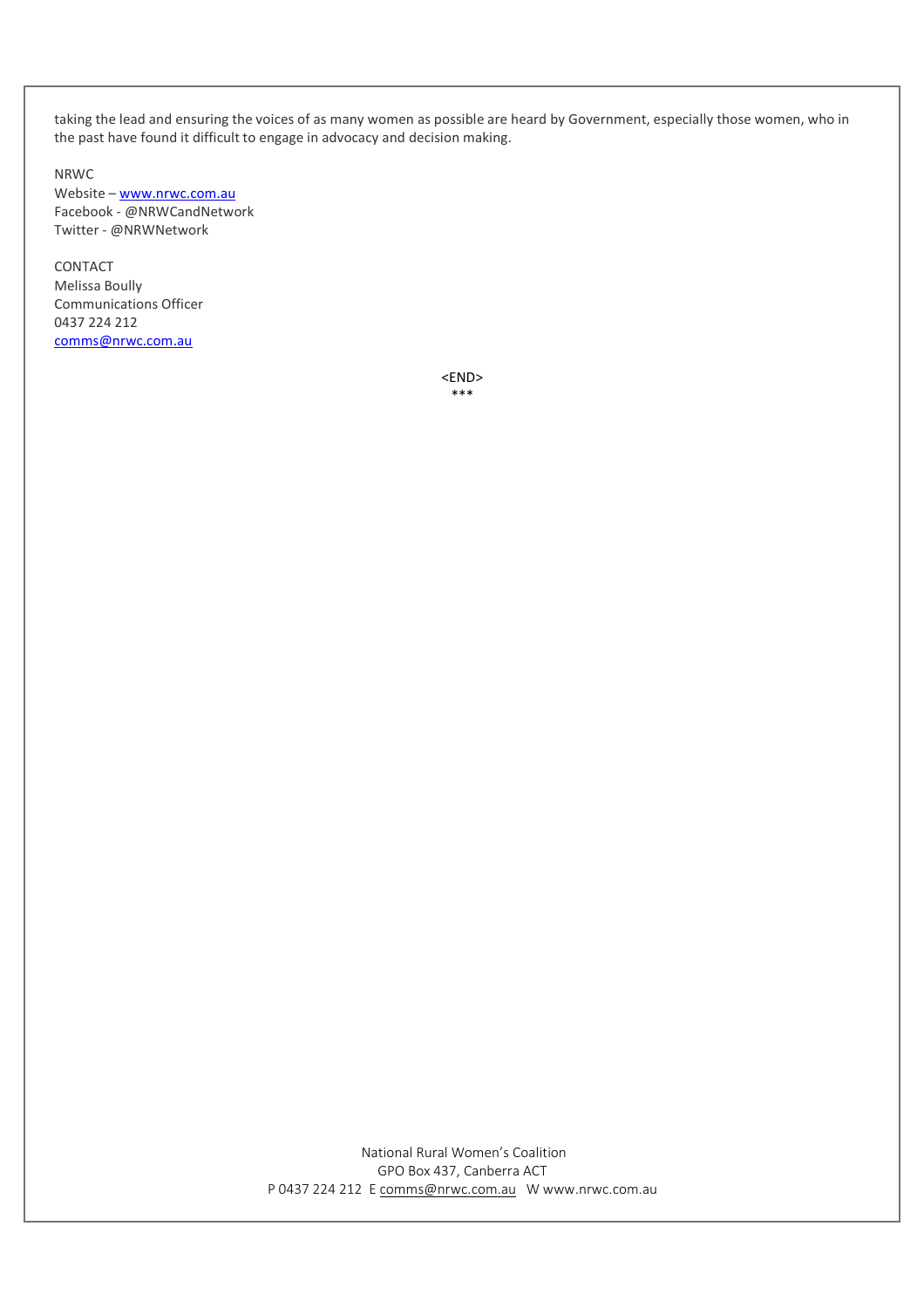taking the lead and ensuring the voices of as many women as possible are heard by Government, especially those women, who in the past have found it difficult to engage in advocacy and decision making.

NRWC
Website – www.nrwc.com.au
Facebook - @NRWCandNetwork
Twitter - @NRWNetwork

CONTACT
Melissa Boully
Communications Officer
0437 224 212
comms@nrwc.com.au

<END>
***